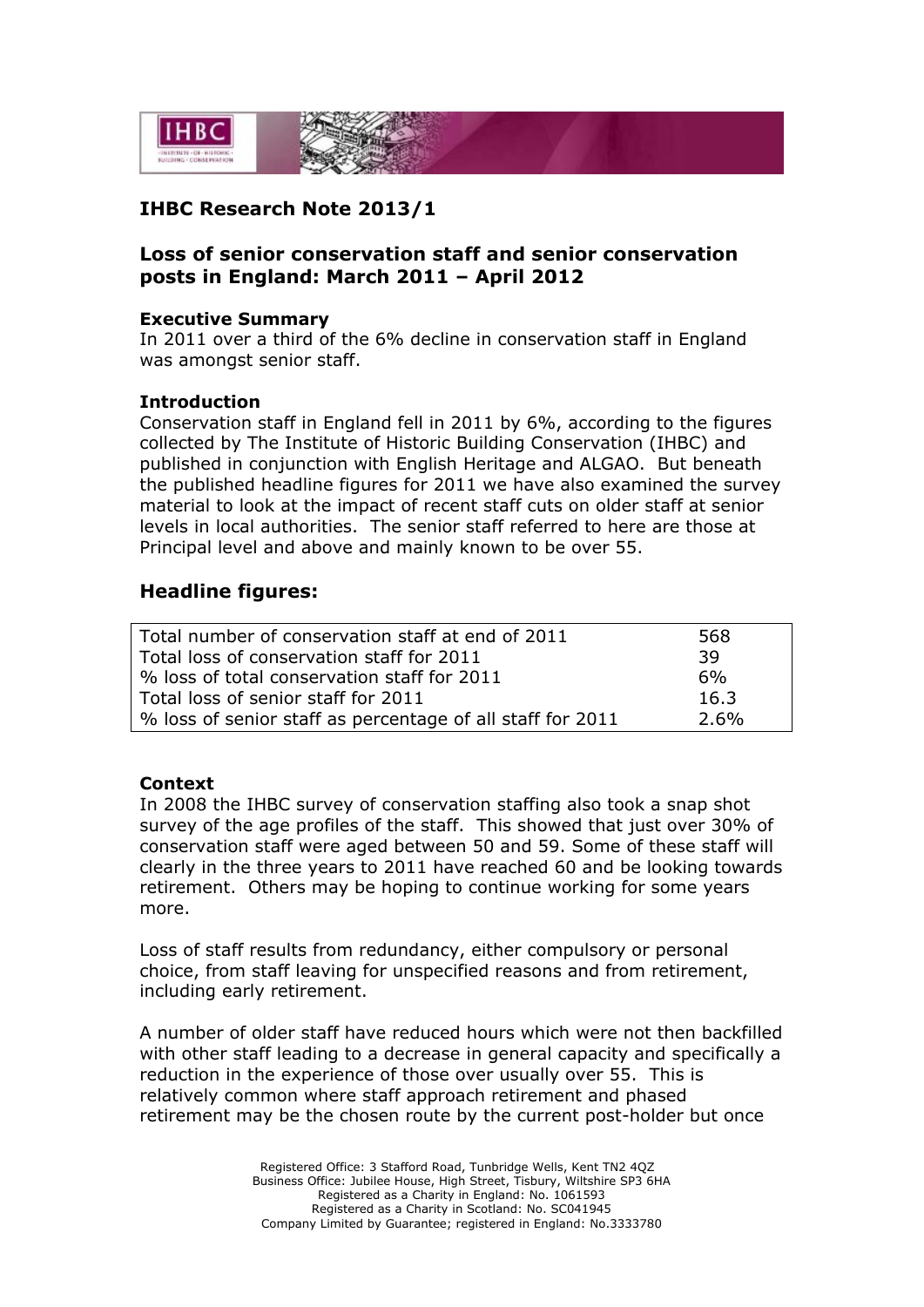## IHBC Research Note 2013/1

## Loss of senior conservation staff and senior conservation posts in England: March 2011 – April 2012

**Executive Summary**
In 2011 over a third of the 6% decline in conservation staff in England was amongst senior staff.

**Introduction**
Conservation staff in England fell in 2011 by 6%, according to the figures collected by The Institute of Historic Building Conservation (IHBC) and published in conjunction with English Heritage and ALGAO. But beneath the published headline figures for 2011 we have also examined the survey material to look at the impact of recent staff cuts on older staff at senior levels in local authorities. The senior staff referred to here are those at Principal level and above and mainly known to be over 55.

## Headline figures:

| | |
|---|---|
| Total number of conservation staff at end of 2011 | 568 |
| Total loss of conservation staff for 2011 | 39 |
| % loss of total conservation staff for 2011 | 6% |
| Total loss of senior staff for 2011 | 16.3 |
| % loss of senior staff as percentage of all staff for 2011 | 2.6% |

**Context**
In 2008 the IHBC survey of conservation staffing also took a snap shot survey of the age profiles of the staff. This showed that just over 30% of conservation staff were aged between 50 and 59. Some of these staff will clearly in the three years to 2011 have reached 60 and be looking towards retirement. Others may be hoping to continue working for some years more.

Loss of staff results from redundancy, either compulsory or personal choice, from staff leaving for unspecified reasons and from retirement, including early retirement.

A number of older staff have reduced hours which were not then backfilled with other staff leading to a decrease in general capacity and specifically a reduction in the experience of those over usually over 55. This is relatively common where staff approach retirement and phased retirement may be the chosen route by the current post-holder but once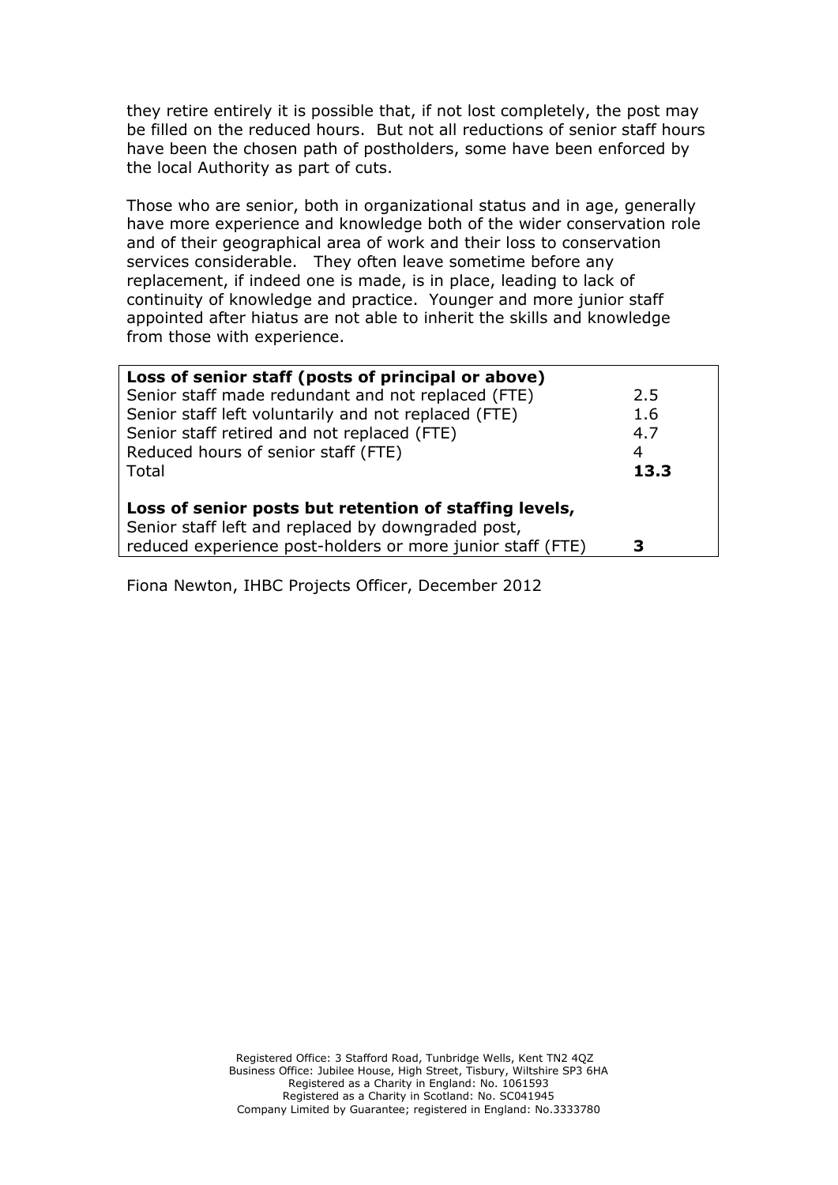they retire entirely it is possible that, if not lost completely, the post may be filled on the reduced hours. But not all reductions of senior staff hours have been the chosen path of postholders, some have been enforced by the local Authority as part of cuts.

Those who are senior, both in organizational status and in age, generally have more experience and knowledge both of the wider conservation role and of their geographical area of work and their loss to conservation services considerable. They often leave sometime before any replacement, if indeed one is made, is in place, leading to lack of continuity of knowledge and practice. Younger and more junior staff appointed after hiatus are not able to inherit the skills and knowledge from those with experience.

| | |
|---|---|
| **Loss of senior staff (posts of principal or above)** | |
| Senior staff made redundant and not replaced (FTE) | 2.5 |
| Senior staff left voluntarily and not replaced (FTE) | 1.6 |
| Senior staff retired and not replaced (FTE) | 4.7 |
| Reduced hours of senior staff (FTE) | 4 |
| Total | **13.3** |
| **Loss of senior posts but retention of staffing levels,** Senior staff left and replaced by downgraded post, reduced experience post-holders or more junior staff (FTE) | **3** |

Fiona Newton, IHBC Projects Officer, December 2012

Registered Office: 3 Stafford Road, Tunbridge Wells, Kent TN2 4QZ
Business Office: Jubilee House, High Street, Tisbury, Wiltshire SP3 6HA
Registered as a Charity in England: No. 1061593
Registered as a Charity in Scotland: No. SC041945
Company Limited by Guarantee; registered in England: No.3333780